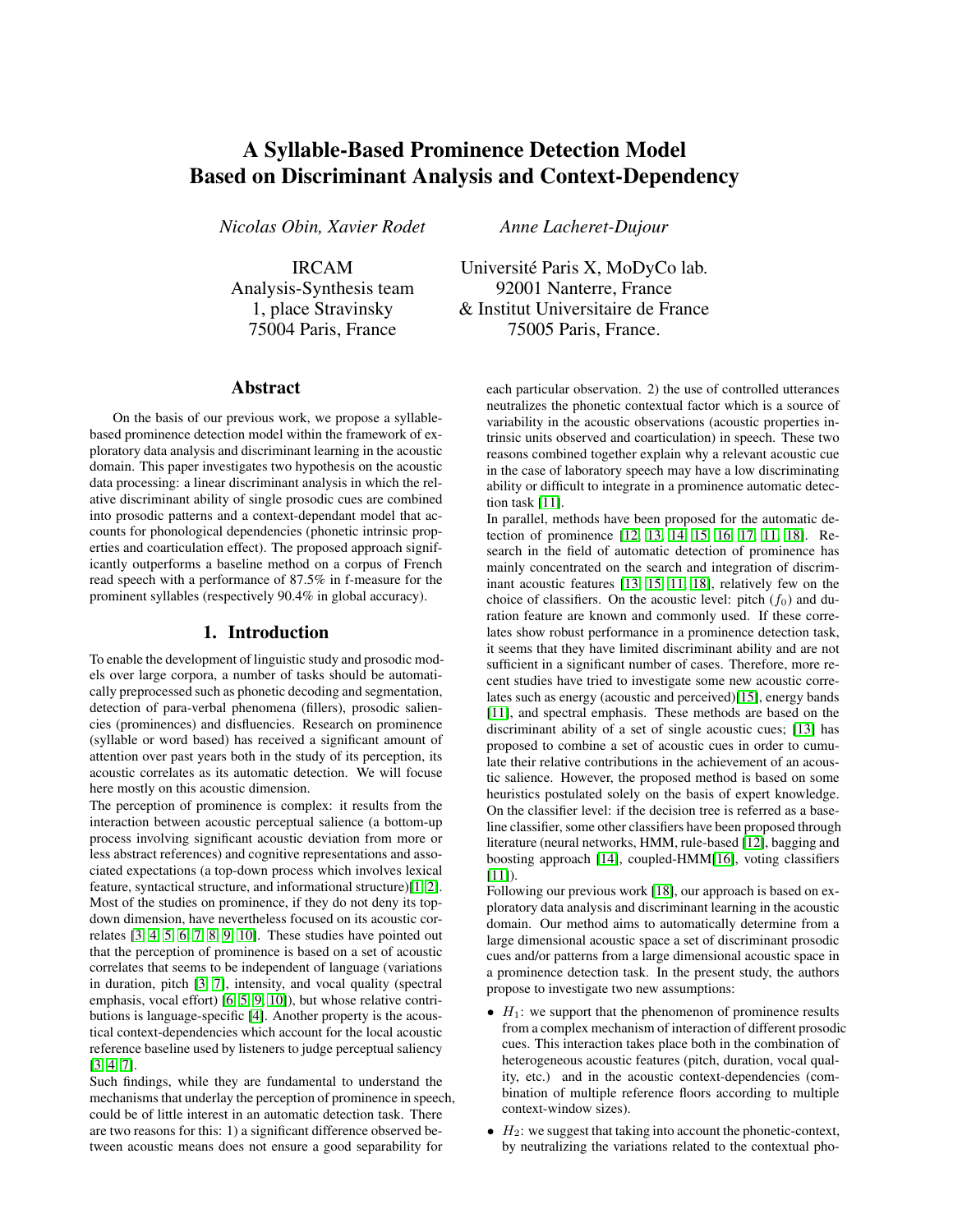# A Syllable-Based Prominence Detection Model Based on Discriminant Analysis and Context-Dependency

*Nicolas Obin, Xavier Rodet*

IRCAM
Analysis-Synthesis team
1, place Stravinsky
75004 Paris, France

*Anne Lacheret-Dujour*

Université Paris X, MoDyCo lab.
92001 Nanterre, France
& Institut Universitaire de France
75005 Paris, France.

## Abstract

On the basis of our previous work, we propose a syllable-based prominence detection model within the framework of exploratory data analysis and discriminant learning in the acoustic domain. This paper investigates two hypothesis on the acoustic data processing: a linear discriminant analysis in which the relative discriminant ability of single prosodic cues are combined into prosodic patterns and a context-dependant model that accounts for phonological dependencies (phonetic intrinsic properties and coarticulation effect). The proposed approach significantly outperforms a baseline method on a corpus of French read speech with a performance of 87.5% in f-measure for the prominent syllables (respectively 90.4% in global accuracy).

## 1. Introduction

To enable the development of linguistic study and prosodic models over large corpora, a number of tasks should be automatically preprocessed such as phonetic decoding and segmentation, detection of para-verbal phenomena (fillers), prosodic saliencies (prominences) and disfluencies. Research on prominence (syllable or word based) has received a significant amount of attention over past years both in the study of its perception, its acoustic correlates as its automatic detection. We will focuse here mostly on this acoustic dimension.

The perception of prominence is complex: it results from the interaction between acoustic perceptual salience (a bottom-up process involving significant acoustic deviation from more or less abstract references) and cognitive representations and associated expectations (a top-down process which involves lexical feature, syntactical structure, and informational structure)[1, 2]. Most of the studies on prominence, if they do not deny its top-down dimension, have nevertheless focused on its acoustic correlates [3, 4, 5, 6, 7, 8, 9, 10]. These studies have pointed out that the perception of prominence is based on a set of acoustic correlates that seems to be independent of language (variations in duration, pitch [3, 7], intensity, and vocal quality (spectral emphasis, vocal effort) [6, 5, 9, 10]), but whose relative contributions is language-specific [4]. Another property is the acoustical context-dependencies which account for the local acoustic reference baseline used by listeners to judge perceptual saliency [3, 4, 7].

Such findings, while they are fundamental to understand the mechanisms that underlay the perception of prominence in speech, could be of little interest in an automatic detection task. There are two reasons for this: 1) a significant difference observed between acoustic means does not ensure a good separability for each particular observation. 2) the use of controlled utterances neutralizes the phonetic contextual factor which is a source of variability in the acoustic observations (acoustic properties intrinsic units observed and coarticulation) in speech. These two reasons combined together explain why a relevant acoustic cue in the case of laboratory speech may have a low discriminating ability or difficult to integrate in a prominence automatic detection task [11].

In parallel, methods have been proposed for the automatic detection of prominence [12, 13, 14, 15, 16, 17, 11, 18]. Research in the field of automatic detection of prominence has mainly concentrated on the search and integration of discriminant acoustic features [13, 15, 11, 18], relatively few on the choice of classifiers. On the acoustic level: pitch ($f_0$) and duration feature are known and commonly used. If these correlates show robust performance in a prominence detection task, it seems that they have limited discriminant ability and are not sufficient in a significant number of cases. Therefore, more recent studies have tried to investigate some new acoustic correlates such as energy (acoustic and perceived)[15], energy bands [11], and spectral emphasis. These methods are based on the discriminant ability of a set of single acoustic cues; [13] has proposed to combine a set of acoustic cues in order to cumulate their relative contributions in the achievement of an acoustic salience. However, the proposed method is based on some heuristics postulated solely on the basis of expert knowledge. On the classifier level: if the decision tree is referred as a baseline classifier, some other classifiers have been proposed through literature (neural networks, HMM, rule-based [12], bagging and boosting approach [14], coupled-HMM[16], voting classifiers [11]).

Following our previous work [18], our approach is based on exploratory data analysis and discriminant learning in the acoustic domain. Our method aims to automatically determine from a large dimensional acoustic space a set of discriminant prosodic cues and/or patterns from a large dimensional acoustic space in a prominence detection task. In the present study, the authors propose to investigate two new assumptions:

- $H_1$: we support that the phenomenon of prominence results from a complex mechanism of interaction of different prosodic cues. This interaction takes place both in the combination of heterogeneous acoustic features (pitch, duration, vocal quality, etc.) and in the acoustic context-dependencies (combination of multiple reference floors according to multiple context-window sizes).
- $H_2$: we suggest that taking into account the phonetic-context, by neutralizing the variations related to the contextual pho-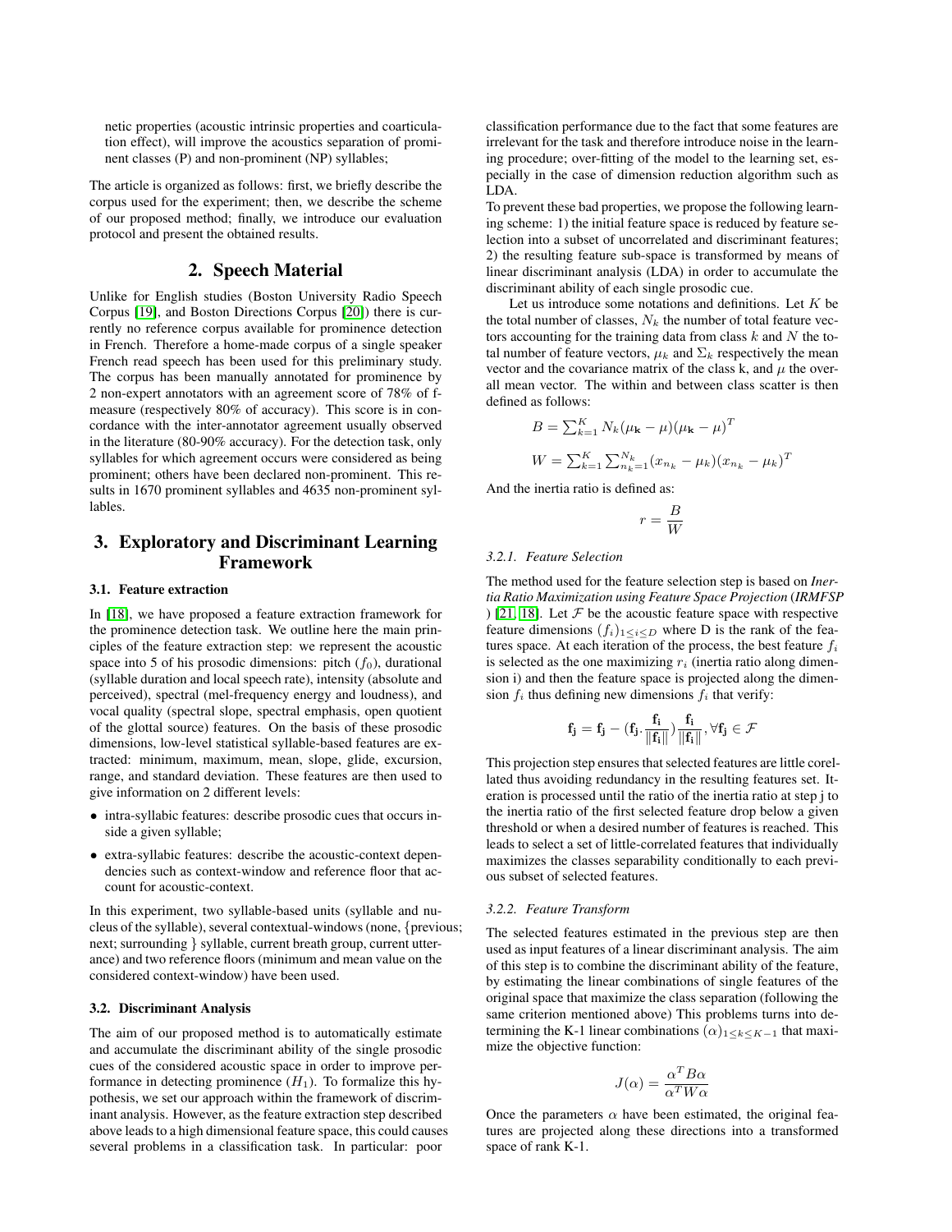netic properties (acoustic intrinsic properties and coarticulation effect), will improve the acoustics separation of prominent classes (P) and non-prominent (NP) syllables;

The article is organized as follows: first, we briefly describe the corpus used for the experiment; then, we describe the scheme of our proposed method; finally, we introduce our evaluation protocol and present the obtained results.

## 2. Speech Material

Unlike for English studies (Boston University Radio Speech Corpus [19], and Boston Directions Corpus [20]) there is currently no reference corpus available for prominence detection in French. Therefore a home-made corpus of a single speaker French read speech has been used for this preliminary study. The corpus has been manually annotated for prominence by 2 non-expert annotators with an agreement score of 78% of f-measure (respectively 80% of accuracy). This score is in concordance with the inter-annotator agreement usually observed in the literature (80-90% accuracy). For the detection task, only syllables for which agreement occurs were considered as being prominent; others have been declared non-prominent. This results in 1670 prominent syllables and 4635 non-prominent syllables.

## 3. Exploratory and Discriminant Learning Framework

### 3.1. Feature extraction

In [18], we have proposed a feature extraction framework for the prominence detection task. We outline here the main principles of the feature extraction step: we represent the acoustic space into 5 of his prosodic dimensions: pitch ($f_0$), durational (syllable duration and local speech rate), intensity (absolute and perceived), spectral (mel-frequency energy and loudness), and vocal quality (spectral slope, spectral emphasis, open quotient of the glottal source) features. On the basis of these prosodic dimensions, low-level statistical syllable-based features are extracted: minimum, maximum, mean, slope, glide, excursion, range, and standard deviation. These features are then used to give information on 2 different levels:

- intra-syllabic features: describe prosodic cues that occurs inside a given syllable;
- extra-syllabic features: describe the acoustic-context dependencies such as context-window and reference floor that account for acoustic-context.

In this experiment, two syllable-based units (syllable and nucleus of the syllable), several contextual-windows (none, {previous; next; surrounding } syllable, current breath group, current utterance) and two reference floors (minimum and mean value on the considered context-window) have been used.

### 3.2. Discriminant Analysis

The aim of our proposed method is to automatically estimate and accumulate the discriminant ability of the single prosodic cues of the considered acoustic space in order to improve performance in detecting prominence ($H_1$). To formalize this hypothesis, we set our approach within the framework of discriminant analysis. However, as the feature extraction step described above leads to a high dimensional feature space, this could causes several problems in a classification task. In particular: poor classification performance due to the fact that some features are irrelevant for the task and therefore introduce noise in the learning procedure; over-fitting of the model to the learning set, especially in the case of dimension reduction algorithm such as LDA.

To prevent these bad properties, we propose the following learning scheme: 1) the initial feature space is reduced by feature selection into a subset of uncorrelated and discriminant features; 2) the resulting feature sub-space is transformed by means of linear discriminant analysis (LDA) in order to accumulate the discriminant ability of each single prosodic cue.

Let us introduce some notations and definitions. Let $K$ be the total number of classes, $N_k$ the number of total feature vectors accounting for the training data from class $k$ and $N$ the total number of feature vectors, $\mu_k$ and $\Sigma_k$ respectively the mean vector and the covariance matrix of the class k, and $\mu$ the overall mean vector. The within and between class scatter is then defined as follows:

$$B = \sum_{k=1}^{K} N_k(\mu_\mathbf{k} - \mu)(\mu_\mathbf{k} - \mu)^T$$

$$W = \sum_{k=1}^{K} \sum_{n_k=1}^{N_k} (x_{n_k} - \mu_k)(x_{n_k} - \mu_k)^T$$

And the inertia ratio is defined as:

$$r = \frac{B}{W}$$

#### 3.2.1. Feature Selection

The method used for the feature selection step is based on *Inertia Ratio Maximization using Feature Space Projection* (*IRMFSP*) [21, 18]. Let $\mathcal{F}$ be the acoustic feature space with respective feature dimensions $(f_i)_{1 \leq i \leq D}$ where D is the rank of the features space. At each iteration of the process, the best feature $f_i$ is selected as the one maximizing $r_i$ (inertia ratio along dimension i) and then the feature space is projected along the dimension $f_i$ thus defining new dimensions $f_i$ that verify:

$$\mathbf{f_j} = \mathbf{f_j} - (\mathbf{f_j} . \frac{\mathbf{f_i}}{\|\mathbf{f_i}\|}) \frac{\mathbf{f_i}}{\|\mathbf{f_i}\|}, \forall \mathbf{f_j} \in \mathcal{F}$$

This projection step ensures that selected features are little corelated thus avoiding redundancy in the resulting features set. Iteration is processed until the ratio of the inertia ratio at step j to the inertia ratio of the first selected feature drop below a given threshold or when a desired number of features is reached. This leads to select a set of little-correlated features that individually maximizes the classes separability conditionally to each previous subset of selected features.

#### 3.2.2. Feature Transform

The selected features estimated in the previous step are then used as input features of a linear discriminant analysis. The aim of this step is to combine the discriminant ability of the feature, by estimating the linear combinations of single features of the original space that maximize the class separation (following the same criterion mentioned above) This problems turns into determining the K-1 linear combinations $(\alpha)_{1 \leq k \leq K-1}$ that maximize the objective function:

$$J(\alpha) = \frac{\alpha^T B \alpha}{\alpha^T W \alpha}$$

Once the parameters $\alpha$ have been estimated, the original features are projected along these directions into a transformed space of rank K-1.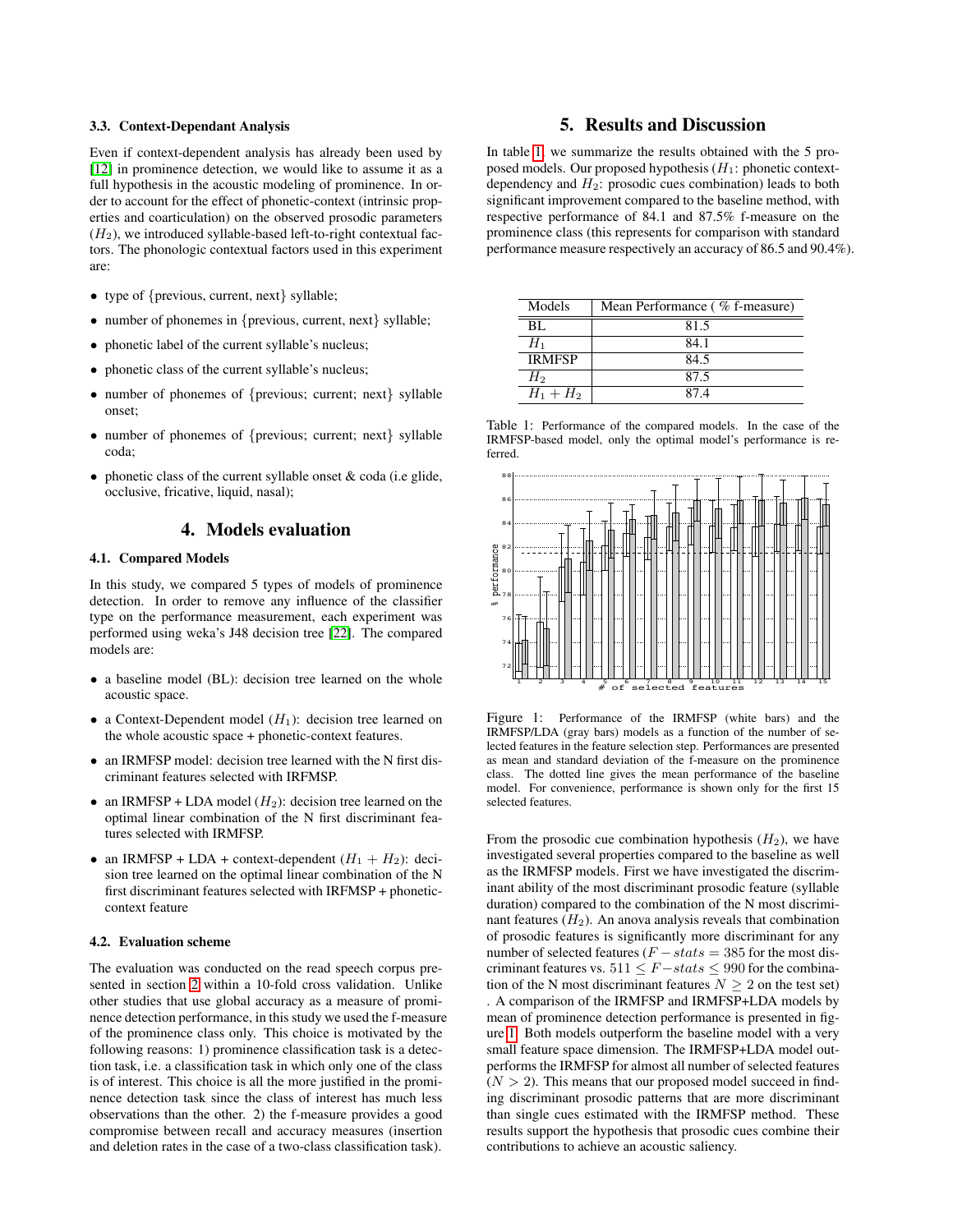### 3.3. Context-Dependant Analysis

Even if context-dependent analysis has already been used by [12] in prominence detection, we would like to assume it as a full hypothesis in the acoustic modeling of prominence. In order to account for the effect of phonetic-context (intrinsic properties and coarticulation) on the observed prosodic parameters ($H_2$), we introduced syllable-based left-to-right contextual factors. The phonologic contextual factors used in this experiment are:

- type of {previous, current, next} syllable;
- number of phonemes in {previous, current, next} syllable;
- phonetic label of the current syllable's nucleus;
- phonetic class of the current syllable's nucleus;
- number of phonemes of {previous; current; next} syllable onset;
- number of phonemes of {previous; current; next} syllable coda;
- phonetic class of the current syllable onset & coda (i.e glide, occlusive, fricative, liquid, nasal);

## 4. Models evaluation

### 4.1. Compared Models

In this study, we compared 5 types of models of prominence detection. In order to remove any influence of the classifier type on the performance measurement, each experiment was performed using weka's J48 decision tree [22]. The compared models are:

- a baseline model (BL): decision tree learned on the whole acoustic space.
- a Context-Dependent model ($H_1$): decision tree learned on the whole acoustic space + phonetic-context features.
- an IRMFSP model: decision tree learned with the N first discriminant features selected with IRFMSP.
- an IRMFSP + LDA model ($H_2$): decision tree learned on the optimal linear combination of the N first discriminant features selected with IRMFSP.
- an IRMFSP + LDA + context-dependent ($H_1 + H_2$): decision tree learned on the optimal linear combination of the N first discriminant features selected with IRFMSP + phonetic-context feature

### 4.2. Evaluation scheme

The evaluation was conducted on the read speech corpus presented in section 2 within a 10-fold cross validation. Unlike other studies that use global accuracy as a measure of prominence detection performance, in this study we used the f-measure of the prominence class only. This choice is motivated by the following reasons: 1) prominence classification task is a detection task, i.e. a classification task in which only one of the class is of interest. This choice is all the more justified in the prominence detection task since the class of interest has much less observations than the other. 2) the f-measure provides a good compromise between recall and accuracy measures (insertion and deletion rates in the case of a two-class classification task).

## 5. Results and Discussion

In table 1, we summarize the results obtained with the 5 proposed models. Our proposed hypothesis ($H_1$: phonetic context-dependency and $H_2$: prosodic cues combination) leads to both significant improvement compared to the baseline method, with respective performance of 84.1 and 87.5% f-measure on the prominence class (this represents for comparison with standard performance measure respectively an accuracy of 86.5 and 90.4%).

| Models | Mean Performance ( % f-measure) |
|---|---|
| BL | 81.5 |
| $H_1$ | 84.1 |
| IRMFSP | 84.5 |
| $H_2$ | 87.5 |
| $H_1 + H_2$ | 87.4 |

Table 1: Performance of the compared models. In the case of the IRMFSP-based model, only the optimal model's performance is referred.

Figure 1: Performance of the IRMFSP (white bars) and the IRMFSP/LDA (gray bars) models as a function of the number of selected features in the feature selection step. Performances are presented as mean and standard deviation of the f-measure on the prominence class. The dotted line gives the mean performance of the baseline model. For convenience, performance is shown only for the first 15 selected features.

From the prosodic cue combination hypothesis ($H_2$), we have investigated several properties compared to the baseline as well as the IRMFSP models. First we have investigated the discriminant ability of the most discriminant prosodic feature (syllable duration) compared to the combination of the N most discriminant features ($H_2$). An anova analysis reveals that combination of prosodic features is significantly more discriminant for any number of selected features ($F-stats = 385$ for the most discriminant features vs. $511 \leq F-stats \leq 990$ for the combination of the N most discriminant features $N \geq 2$ on the test set) . A comparison of the IRMFSP and IRMFSP+LDA models by mean of prominence detection performance is presented in figure 1. Both models outperform the baseline model with a very small feature space dimension. The IRMFSP+LDA model outperforms the IRMFSP for almost all number of selected features ($N > 2$). This means that our proposed model succeed in finding discriminant prosodic patterns that are more discriminant than single cues estimated with the IRMFSP method. These results support the hypothesis that prosodic cues combine their contributions to achieve an acoustic saliency.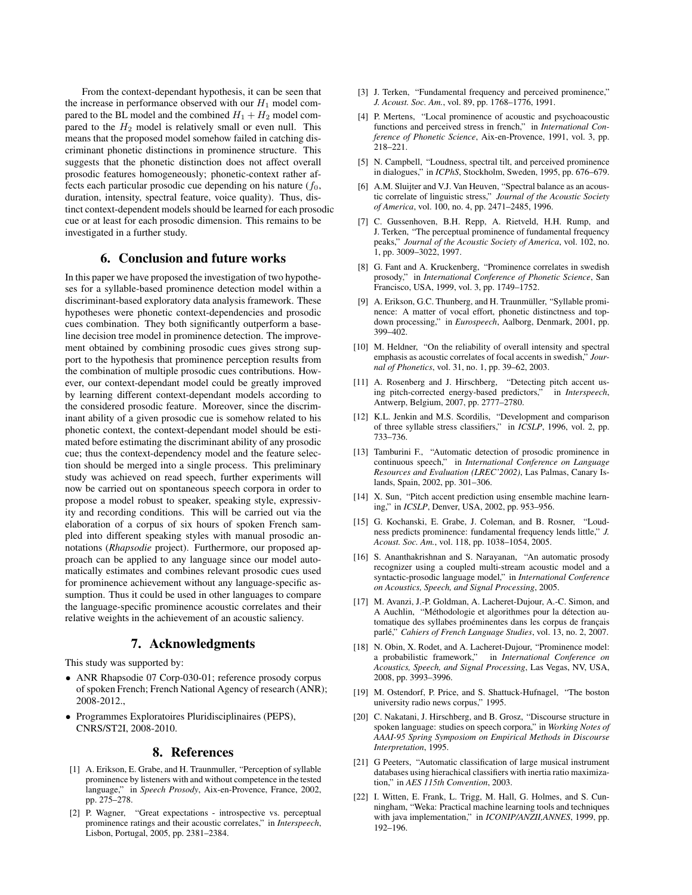From the context-dependant hypothesis, it can be seen that the increase in performance observed with our $H_1$ model compared to the BL model and the combined $H_1 + H_2$ model compared to the $H_2$ model is relatively small or even null. This means that the proposed model somehow failed in catching discriminant phonetic distinctions in prominence structure. This suggests that the phonetic distinction does not affect overall prosodic features homogeneously; phonetic-context rather affects each particular prosodic cue depending on his nature ($f_0$, duration, intensity, spectral feature, voice quality). Thus, distinct context-dependent models should be learned for each prosodic cue or at least for each prosodic dimension. This remains to be investigated in a further study.

## 6. Conclusion and future works

In this paper we have proposed the investigation of two hypotheses for a syllable-based prominence detection model within a discriminant-based exploratory data analysis framework. These hypotheses were phonetic context-dependencies and prosodic cues combination. They both significantly outperform a baseline decision tree model in prominence detection. The improvement obtained by combining prosodic cues gives strong support to the hypothesis that prominence perception results from the combination of multiple prosodic cues contributions. However, our context-dependant model could be greatly improved by learning different context-dependant models according to the considered prosodic feature. Moreover, since the discriminant ability of a given prosodic cue is somehow related to his phonetic context, the context-dependant model should be estimated before estimating the discriminant ability of any prosodic cue; thus the context-dependency model and the feature selection should be merged into a single process. This preliminary study was achieved on read speech, further experiments will now be carried out on spontaneous speech corpora in order to propose a model robust to speaker, speaking style, expressivity and recording conditions. This will be carried out via the elaboration of a corpus of six hours of spoken French sampled into different speaking styles with manual prosodic annotations (*Rhapsodie* project). Furthermore, our proposed approach can be applied to any language since our model automatically estimates and combines relevant prosodic cues used for prominence achievement without any language-specific assumption. Thus it could be used in other languages to compare the language-specific prominence acoustic correlates and their relative weights in the achievement of an acoustic saliency.

## 7. Acknowledgments

This study was supported by:

- ANR Rhapsodie 07 Corp-030-01; reference prosody corpus of spoken French; French National Agency of research (ANR); 2008-2012.,
- Programmes Exploratoires Pluridisciplinaires (PEPS), CNRS/ST2I, 2008-2010.

## 8. References

[1] A. Erikson, E. Grabe, and H. Traunmuller, “Perception of syllable prominence by listeners with and without competence in the tested language,” in *Speech Prosody*, Aix-en-Provence, France, 2002, pp. 275–278.

[2] P. Wagner, “Great expectations - introspective vs. perceptual prominence ratings and their acoustic correlates,” in *Interspeech*, Lisbon, Portugal, 2005, pp. 2381–2384.

[3] J. Terken, “Fundamental frequency and perceived prominence,” *J. Acoust. Soc. Am.*, vol. 89, pp. 1768–1776, 1991.

[4] P. Mertens, “Local prominence of acoustic and psychoacoustic functions and perceived stress in french,” in *International Conference of Phonetic Science*, Aix-en-Provence, 1991, vol. 3, pp. 218–221.

[5] N. Campbell, “Loudness, spectral tilt, and perceived prominence in dialogues,” in *ICPhS*, Stockholm, Sweden, 1995, pp. 676–679.

[6] A.M. Sluijter and V.J. Van Heuven, “Spectral balance as an acoustic correlate of linguistic stress,” *Journal of the Acoustic Society of America*, vol. 100, no. 4, pp. 2471–2485, 1996.

[7] C. Gussenhoven, B.H. Repp, A. Rietveld, H.H. Rump, and J. Terken, “The perceptual prominence of fundamental frequency peaks,” *Journal of the Acoustic Society of America*, vol. 102, no. 1, pp. 3009–3022, 1997.

[8] G. Fant and A. Kruckenberg, “Prominence correlates in swedish prosody,” in *International Conference of Phonetic Science*, San Francisco, USA, 1999, vol. 3, pp. 1749–1752.

[9] A. Erikson, G.C. Thunberg, and H. Traunmüller, “Syllable prominence: A matter of vocal effort, phonetic distinctness and top-down processing,” in *Eurospeech*, Aalborg, Denmark, 2001, pp. 399–402.

[10] M. Heldner, “On the reliability of overall intensity and spectral emphasis as acoustic correlates of focal accents in swedish,” *Journal of Phonetics*, vol. 31, no. 1, pp. 39–62, 2003.

[11] A. Rosenberg and J. Hirschberg, “Detecting pitch accent using pitch-corrected energy-based predictors,” in *Interspeech*, Antwerp, Belgium, 2007, pp. 2777–2780.

[12] K.L. Jenkin and M.S. Scordilis, “Development and comparison of three syllable stress classifiers,” in *ICSLP*, 1996, vol. 2, pp. 733–736.

[13] Tamburini F., “Automatic detection of prosodic prominence in continuous speech,” in *International Conference on Language Resources and Evaluation (LREC'2002)*, Las Palmas, Canary Islands, Spain, 2002, pp. 301–306.

[14] X. Sun, “Pitch accent prediction using ensemble machine learning,” in *ICSLP*, Denver, USA, 2002, pp. 953–956.

[15] G. Kochanski, E. Grabe, J. Coleman, and B. Rosner, “Loudness predicts prominence: fundamental frequency lends little,” *J. Acoust. Soc. Am.*, vol. 118, pp. 1038–1054, 2005.

[16] S. Ananthakrishnan and S. Narayanan, “An automatic prosody recognizer using a coupled multi-stream acoustic model and a syntactic-prosodic language model,” in *International Conference on Acoustics, Speech, and Signal Processing*, 2005.

[17] M. Avanzi, J.-P. Goldman, A. Lacheret-Dujour, A.-C. Simon, and A Auchlin, “Méthodologie et algorithmes pour la détection automatique des syllabes proéminentes dans les corpus de français parlé,” *Cahiers of French Language Studies*, vol. 13, no. 2, 2007.

[18] N. Obin, X. Rodet, and A. Lacheret-Dujour, “Prominence model: a probabilistic framework,” in *International Conference on Acoustics, Speech, and Signal Processing*, Las Vegas, NV, USA, 2008, pp. 3993–3996.

[19] M. Ostendorf, P. Price, and S. Shattuck-Hufnagel, “The boston university radio news corpus,” 1995.

[20] C. Nakatani, J. Hirschberg, and B. Grosz, “Discourse structure in spoken language: studies on speech corpora,” in *Working Notes of AAAI-95 Spring Symposiom on Empirical Methods in Discourse Interpretation*, 1995.

[21] G Peeters, “Automatic classification of large musical instrument databases using hierachical classifiers with inertia ratio maximization,” in *AES 115th Convention*, 2003.

[22] I. Witten, E. Frank, L. Trigg, M. Hall, G. Holmes, and S. Cunningham, “Weka: Practical machine learning tools and techniques with java implementation,” in *ICONIP/ANZIIS/ANNES*, 1999, pp. 192–196.